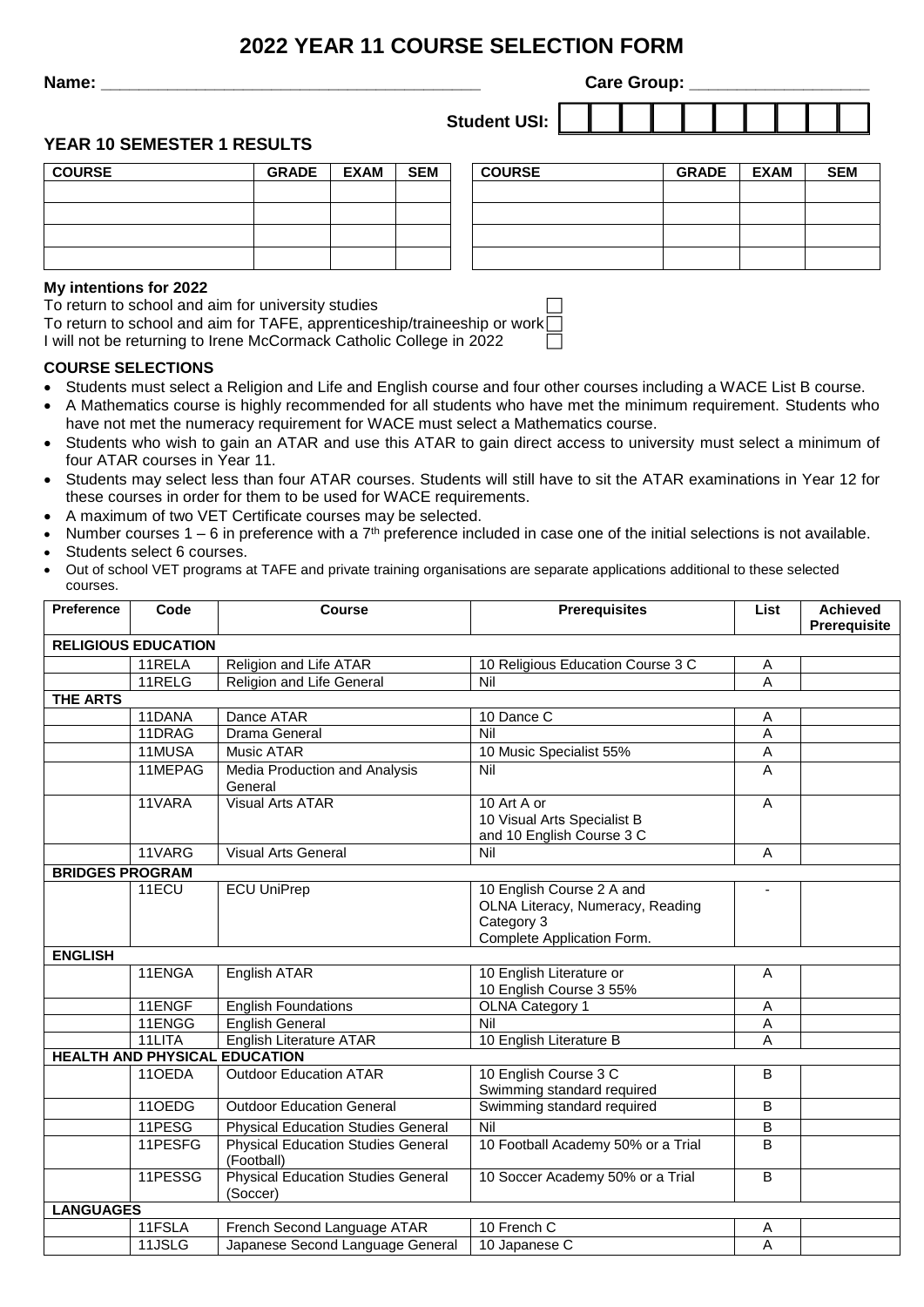# 2022 YEAR 11 COURSE SELECTION FORM

**Name:** ________________________________________ **Care Group:** ___________________

**Student USI:** | | | | | | | | | | |

## YEAR 10 SEMESTER 1 RESULTS

| COURSE | GRADE | EXAM | SEM | COURSE | GRADE | EXAM | SEM |
|---|---|---|---|---|---|---|---|
| | | | | | | | |
| | | | | | | | |
| | | | | | | | |
| | | | | | | | |

**My intentions for 2022**

To return to school and aim for university studies ☐

To return to school and aim for TAFE, apprenticeship/traineeship or work ☐

I will not be returning to Irene McCormack Catholic College in 2022 ☐

### COURSE SELECTIONS

- Students must select a Religion and Life and English course and four other courses including a WACE List B course.
- A Mathematics course is highly recommended for all students who have met the minimum requirement. Students who have not met the numeracy requirement for WACE must select a Mathematics course.
- Students who wish to gain an ATAR and use this ATAR to gain direct access to university must select a minimum of four ATAR courses in Year 11.
- Students may select less than four ATAR courses. Students will still have to sit the ATAR examinations in Year 12 for these courses in order for them to be used for WACE requirements.
- A maximum of two VET Certificate courses may be selected.
- Number courses 1 – 6 in preference with a 7th preference included in case one of the initial selections is not available.
- Students select 6 courses.
- Out of school VET programs at TAFE and private training organisations are separate applications additional to these selected courses.

| Preference | Code | Course | Prerequisites | List | Achieved Prerequisite |
|---|---|---|---|---|---|
| **RELIGIOUS EDUCATION** | | | | | |
| | 11RELA | Religion and Life ATAR | 10 Religious Education Course 3 C | A | |
| | 11RELG | Religion and Life General | Nil | A | |
| **THE ARTS** | | | | | |
| | 11DANA | Dance ATAR | 10 Dance C | A | |
| | 11DRAG | Drama General | Nil | A | |
| | 11MUSA | Music ATAR | 10 Music Specialist 55% | A | |
| | 11MEPAG | Media Production and Analysis General | Nil | A | |
| | 11VARA | Visual Arts ATAR | 10 Art A or 10 Visual Arts Specialist B and 10 English Course 3 C | A | |
| | 11VARG | Visual Arts General | Nil | A | |
| **BRIDGES PROGRAM** | | | | | |
| | 11ECU | ECU UniPrep | 10 English Course 2 A and OLNA Literacy, Numeracy, Reading Category 3 Complete Application Form. | - | |
| **ENGLISH** | | | | | |
| | 11ENGA | English ATAR | 10 English Literature or 10 English Course 3 55% | A | |
| | 11ENGF | English Foundations | OLNA Category 1 | A | |
| | 11ENGG | English General | Nil | A | |
| | 11LITA | English Literature ATAR | 10 English Literature B | A | |
| **HEALTH AND PHYSICAL EDUCATION** | | | | | |
| | 11OEDA | Outdoor Education ATAR | 10 English Course 3 C Swimming standard required | B | |
| | 11OEDG | Outdoor Education General | Swimming standard required | B | |
| | 11PESG | Physical Education Studies General | Nil | B | |
| | 11PESFG | Physical Education Studies General (Football) | 10 Football Academy 50% or a Trial | B | |
| | 11PESSG | Physical Education Studies General (Soccer) | 10 Soccer Academy 50% or a Trial | B | |
| **LANGUAGES** | | | | | |
| | 11FSLA | French Second Language ATAR | 10 French C | A | |
| | 11JSLG | Japanese Second Language General | 10 Japanese C | A | |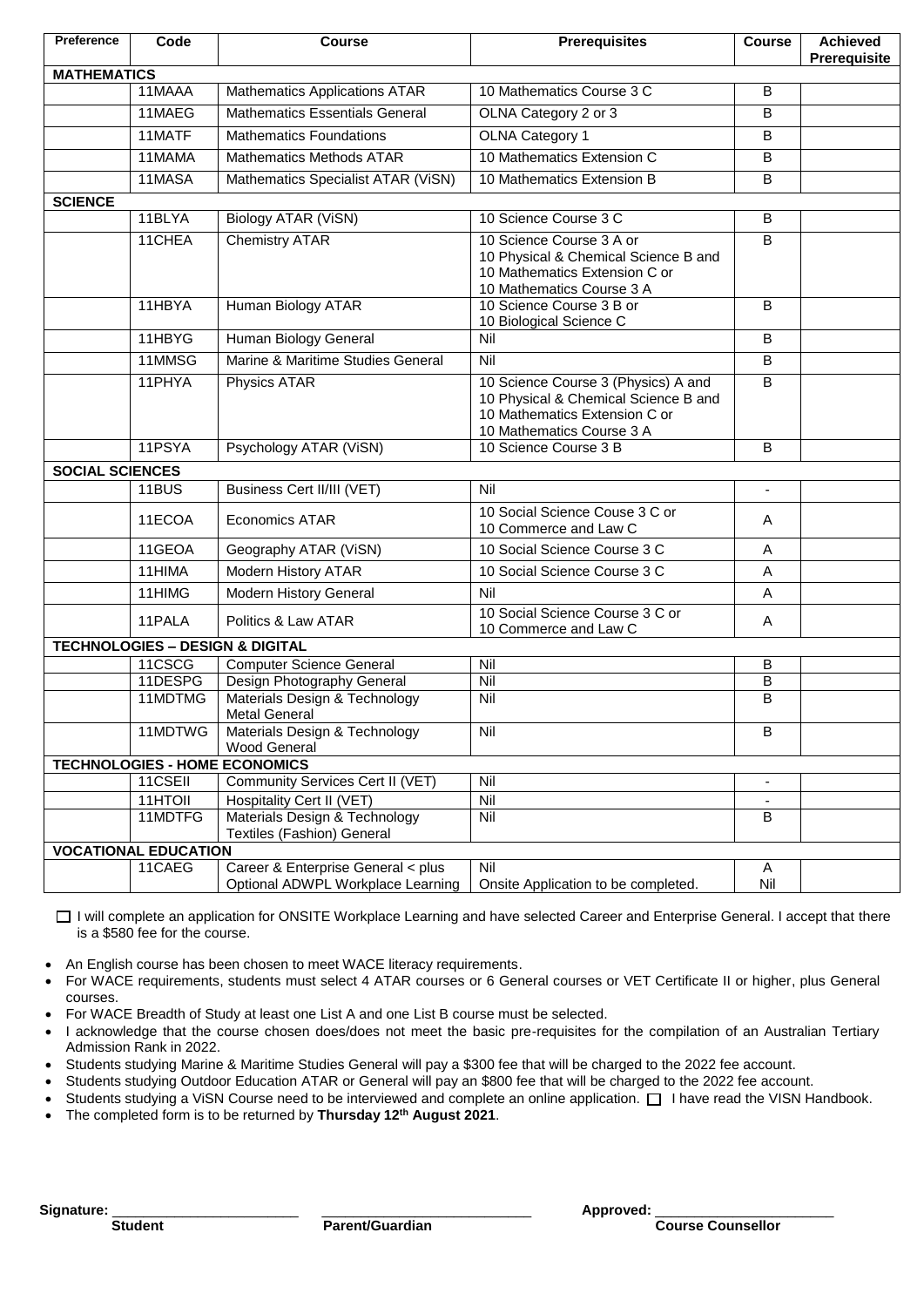| Preference | Code | Course | Prerequisites | Course | Achieved Prerequisite |
|---|---|---|---|---|---|
| **MATHEMATICS** | | | | | |
| | 11MAAA | Mathematics Applications ATAR | 10 Mathematics Course 3 C | B | |
| | 11MAEG | Mathematics Essentials General | OLNA Category 2 or 3 | B | |
| | 11MATF | Mathematics Foundations | OLNA Category 1 | B | |
| | 11MAMA | Mathematics Methods ATAR | 10 Mathematics Extension C | B | |
| | 11MASA | Mathematics Specialist ATAR (ViSN) | 10 Mathematics Extension B | B | |
| **SCIENCE** | | | | | |
| | 11BLYA | Biology ATAR (ViSN) | 10 Science Course 3 C | B | |
| | 11CHEA | Chemistry ATAR | 10 Science Course 3 A or 10 Physical & Chemical Science B and 10 Mathematics Extension C or 10 Mathematics Course 3 A | B | |
| | 11HBYA | Human Biology ATAR | 10 Science Course 3 B or 10 Biological Science C | B | |
| | 11HBYG | Human Biology General | Nil | B | |
| | 11MMSG | Marine & Maritime Studies General | Nil | B | |
| | 11PHYA | Physics ATAR | 10 Science Course 3 (Physics) A and 10 Physical & Chemical Science B and 10 Mathematics Extension C or 10 Mathematics Course 3 A | B | |
| | 11PSYA | Psychology ATAR (ViSN) | 10 Science Course 3 B | B | |
| **SOCIAL SCIENCES** | | | | | |
| | 11BUS | Business Cert II/III (VET) | Nil | - | |
| | 11ECOA | Economics ATAR | 10 Social Science Couse 3 C or 10 Commerce and Law C | A | |
| | 11GEOA | Geography ATAR (ViSN) | 10 Social Science Course 3 C | A | |
| | 11HIMA | Modern History ATAR | 10 Social Science Course 3 C | A | |
| | 11HIMG | Modern History General | Nil | A | |
| | 11PALA | Politics & Law ATAR | 10 Social Science Course 3 C or 10 Commerce and Law C | A | |
| **TECHNOLOGIES – DESIGN & DIGITAL** | | | | | |
| | 11CSCG | Computer Science General | Nil | B | |
| | 11DESPG | Design Photography General | Nil | B | |
| | 11MDTMG | Materials Design & Technology Metal General | Nil | B | |
| | 11MDTWG | Materials Design & Technology Wood General | Nil | B | |
| **TECHNOLOGIES - HOME ECONOMICS** | | | | | |
| | 11CSEII | Community Services Cert II (VET) | Nil | - | |
| | 11HTOII | Hospitality Cert II (VET) | Nil | - | |
| | 11MDTFG | Materials Design & Technology Textiles (Fashion) General | Nil | B | |
| **VOCATIONAL EDUCATION** | | | | | |
| | 11CAEG | Career & Enterprise General < plus Optional ADWPL Workplace Learning | Nil Onsite Application to be completed. | A Nil | |

☐ I will complete an application for ONSITE Workplace Learning and have selected Career and Enterprise General. I accept that there is a $580 fee for the course.

- An English course has been chosen to meet WACE literacy requirements.
- For WACE requirements, students must select 4 ATAR courses or 6 General courses or VET Certificate II or higher, plus General courses.
- For WACE Breadth of Study at least one List A and one List B course must be selected.
- I acknowledge that the course chosen does/does not meet the basic pre-requisites for the compilation of an Australian Tertiary Admission Rank in 2022.
- Students studying Marine & Maritime Studies General will pay a $300 fee that will be charged to the 2022 fee account.
- Students studying Outdoor Education ATAR or General will pay an $800 fee that will be charged to the 2022 fee account.
- Students studying a ViSN Course need to be interviewed and complete an online application. ☐ I have read the VISN Handbook.
- The completed form is to be returned by **Thursday 12th August 2021**.

**Signature:** \_\_\_\_\_\_\_\_\_\_\_\_\_\_\_\_\_\_\_\_ \_\_\_\_\_\_\_\_\_\_\_\_\_\_\_\_\_\_\_\_ **Approved:** \_\_\_\_\_\_\_\_\_\_\_\_\_\_\_\_\_\_\_\_

**Student** **Parent/Guardian** **Course Counsellor**